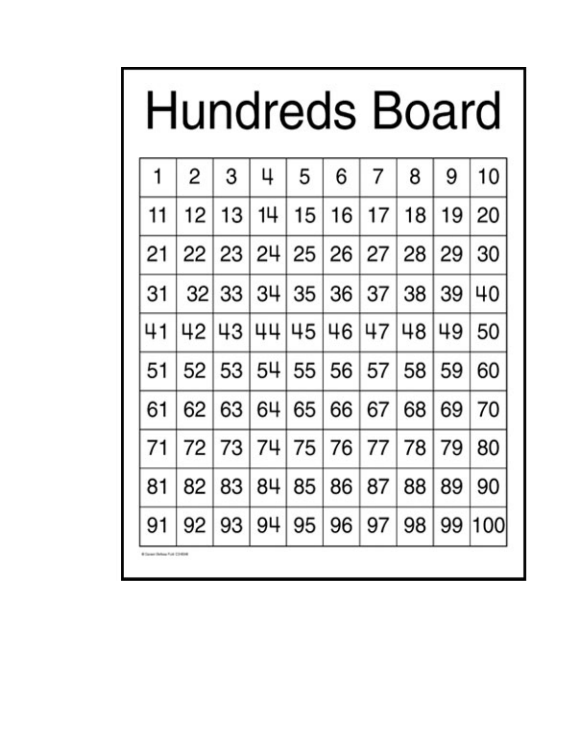# Hundreds Board

| 1 | 2 | 3 | 4 | 5 | 6 | 7 | 8 | 9 | 10 |
|---|---|---|---|---|---|---|---|---|---|
| 11 | 12 | 13 | 14 | 15 | 16 | 17 | 18 | 19 | 20 |
| 21 | 22 | 23 | 24 | 25 | 26 | 27 | 28 | 29 | 30 |
| 31 | 32 | 33 | 34 | 35 | 36 | 37 | 38 | 39 | 40 |
| 41 | 42 | 43 | 44 | 45 | 46 | 47 | 48 | 49 | 50 |
| 51 | 52 | 53 | 54 | 55 | 56 | 57 | 58 | 59 | 60 |
| 61 | 62 | 63 | 64 | 65 | 66 | 67 | 68 | 69 | 70 |
| 71 | 72 | 73 | 74 | 75 | 76 | 77 | 78 | 79 | 80 |
| 81 | 82 | 83 | 84 | 85 | 86 | 87 | 88 | 89 | 90 |
| 91 | 92 | 93 | 94 | 95 | 96 | 97 | 98 | 99 | 100 |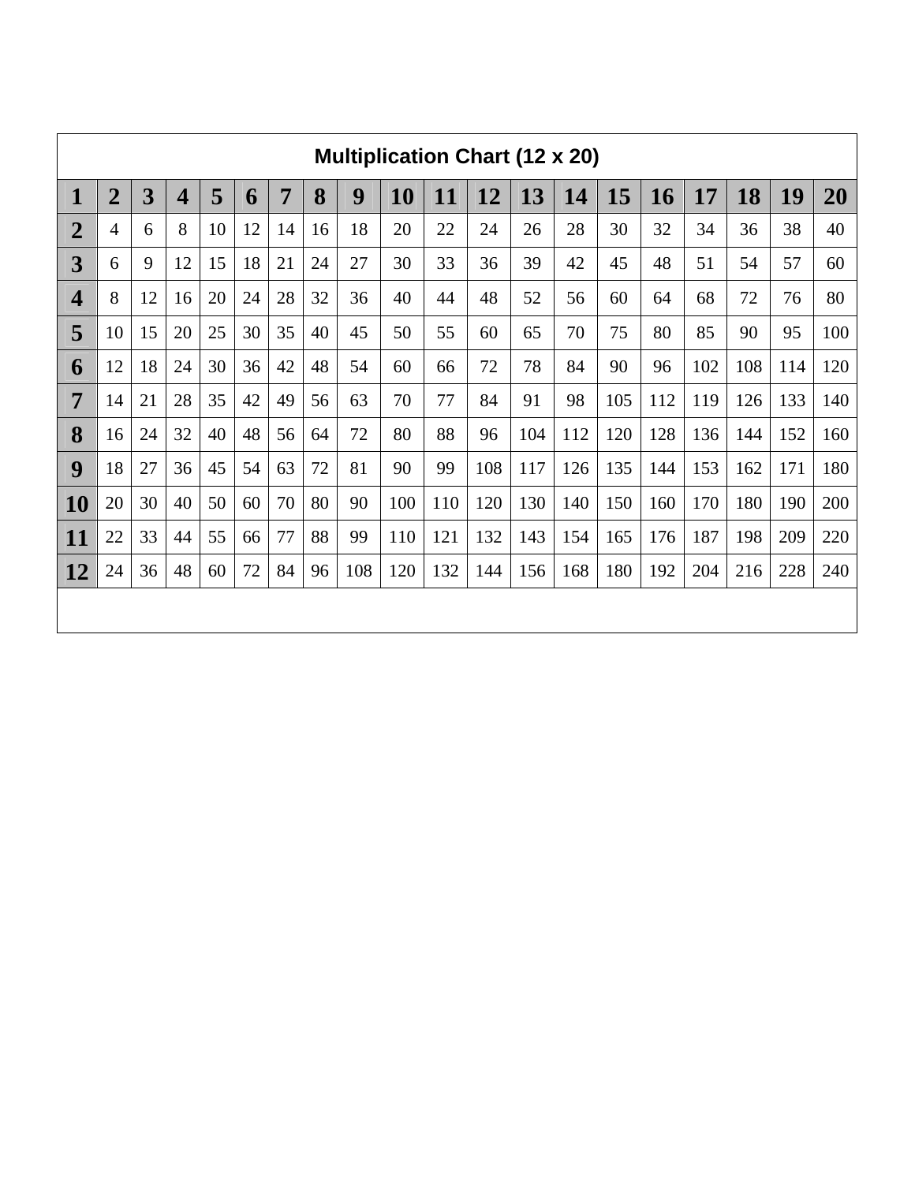## Multiplication Chart (12 x 20)

| 1 | 2 | 3 | 4 | 5 | 6 | 7 | 8 | 9 | 10 | 11 | 12 | 13 | 14 | 15 | 16 | 17 | 18 | 19 | 20 |
|---|---|---|---|---|---|---|---|---|---|---|---|---|---|---|---|---|---|---|---|
| **2** | 4 | 6 | 8 | 10 | 12 | 14 | 16 | 18 | 20 | 22 | 24 | 26 | 28 | 30 | 32 | 34 | 36 | 38 | 40 |
| **3** | 6 | 9 | 12 | 15 | 18 | 21 | 24 | 27 | 30 | 33 | 36 | 39 | 42 | 45 | 48 | 51 | 54 | 57 | 60 |
| **4** | 8 | 12 | 16 | 20 | 24 | 28 | 32 | 36 | 40 | 44 | 48 | 52 | 56 | 60 | 64 | 68 | 72 | 76 | 80 |
| **5** | 10 | 15 | 20 | 25 | 30 | 35 | 40 | 45 | 50 | 55 | 60 | 65 | 70 | 75 | 80 | 85 | 90 | 95 | 100 |
| **6** | 12 | 18 | 24 | 30 | 36 | 42 | 48 | 54 | 60 | 66 | 72 | 78 | 84 | 90 | 96 | 102 | 108 | 114 | 120 |
| **7** | 14 | 21 | 28 | 35 | 42 | 49 | 56 | 63 | 70 | 77 | 84 | 91 | 98 | 105 | 112 | 119 | 126 | 133 | 140 |
| **8** | 16 | 24 | 32 | 40 | 48 | 56 | 64 | 72 | 80 | 88 | 96 | 104 | 112 | 120 | 128 | 136 | 144 | 152 | 160 |
| **9** | 18 | 27 | 36 | 45 | 54 | 63 | 72 | 81 | 90 | 99 | 108 | 117 | 126 | 135 | 144 | 153 | 162 | 171 | 180 |
| **10** | 20 | 30 | 40 | 50 | 60 | 70 | 80 | 90 | 100 | 110 | 120 | 130 | 140 | 150 | 160 | 170 | 180 | 190 | 200 |
| **11** | 22 | 33 | 44 | 55 | 66 | 77 | 88 | 99 | 110 | 121 | 132 | 143 | 154 | 165 | 176 | 187 | 198 | 209 | 220 |
| **12** | 24 | 36 | 48 | 60 | 72 | 84 | 96 | 108 | 120 | 132 | 144 | 156 | 168 | 180 | 192 | 204 | 216 | 228 | 240 |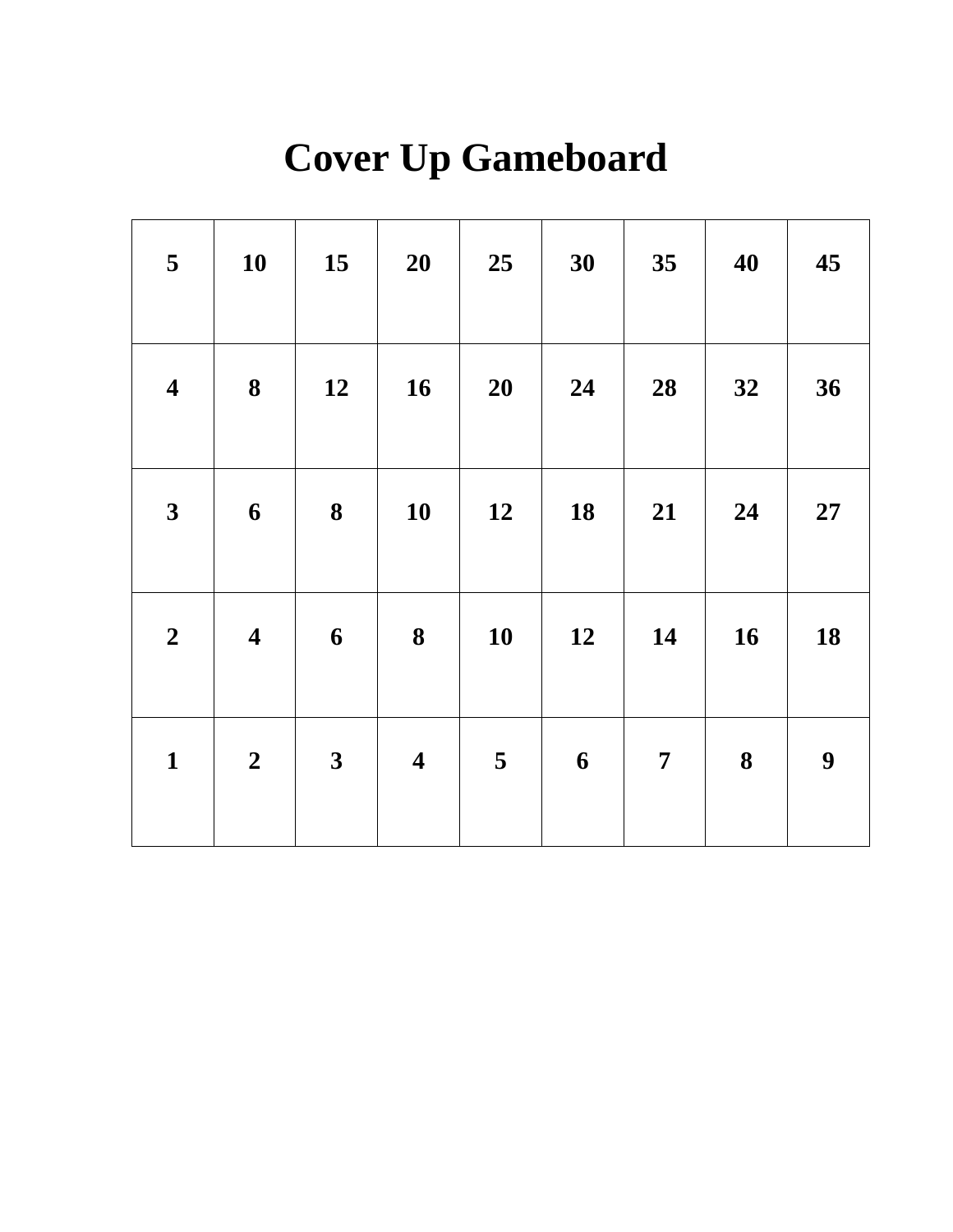# Cover Up Gameboard

| 5 | 10 | 15 | 20 | 25 | 30 | 35 | 40 | 45 |
|---|---|---|---|---|---|---|---|---|
| 4 | 8 | 12 | 16 | 20 | 24 | 28 | 32 | 36 |
| 3 | 6 | 8 | 10 | 12 | 18 | 21 | 24 | 27 |
| 2 | 4 | 6 | 8 | 10 | 12 | 14 | 16 | 18 |
| 1 | 2 | 3 | 4 | 5 | 6 | 7 | 8 | 9 |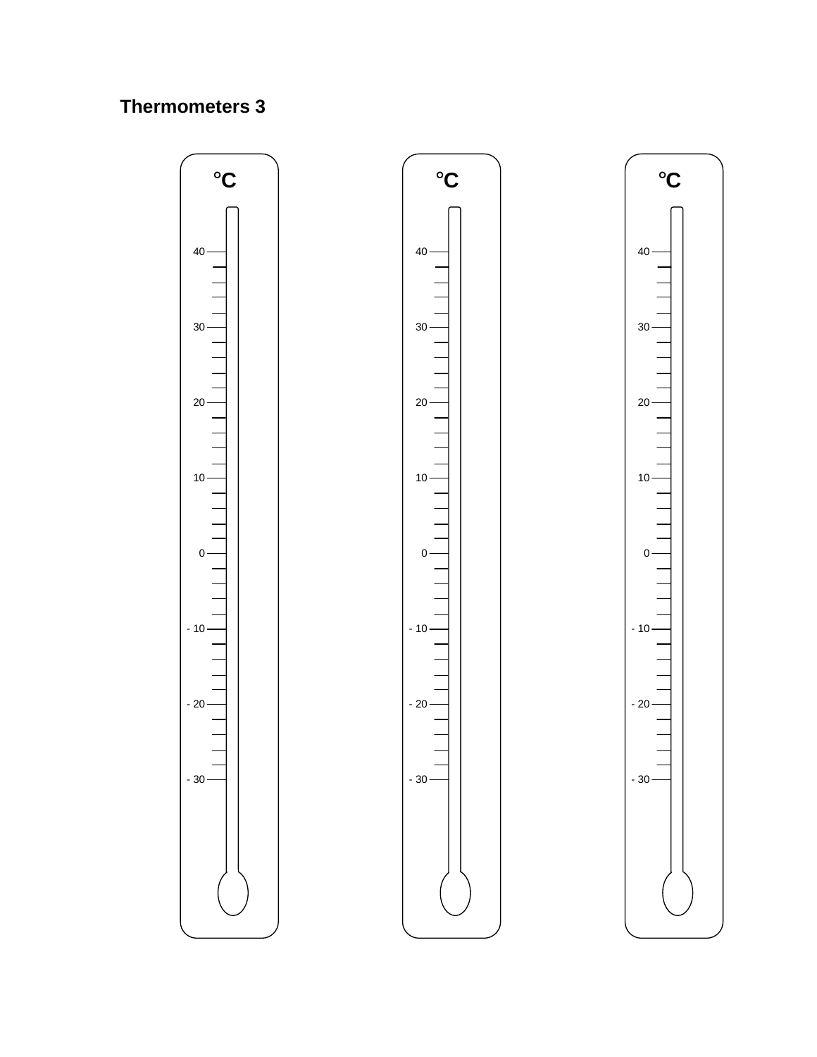**Thermometers 3**

°C

40

30

20

10

0

- 10

- 20

- 30

°C

40

30

20

10

0

- 10

- 20

- 30

°C

40

30

20

10

0

- 10

- 20

- 30